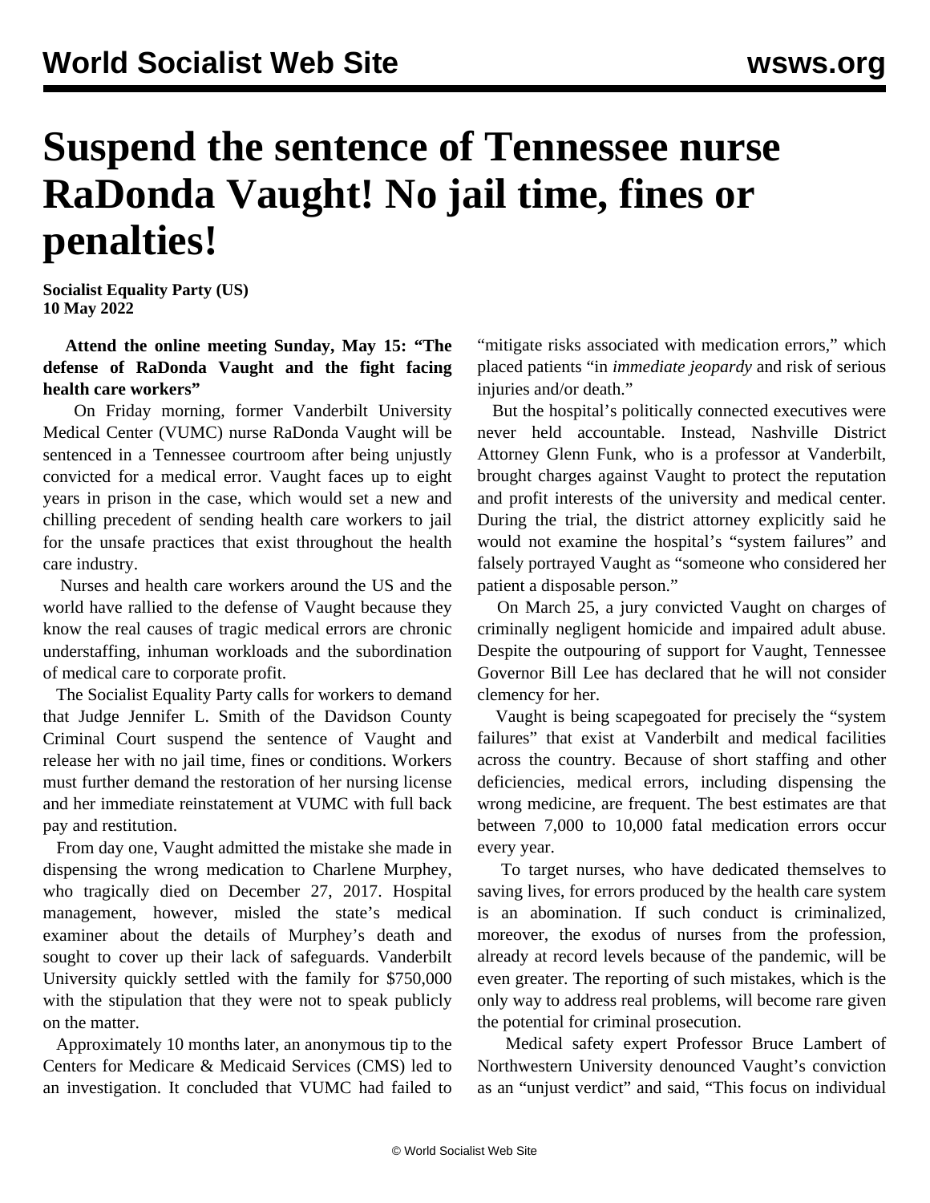# Suspend the sentence of Tennessee nurse RaDonda Vaught! No jail time, fines or penalties!

**Socialist Equality Party (US)**
**10 May 2022**

**Attend the online meeting Sunday, May 15: "The defense of RaDonda Vaught and the fight facing health care workers"**

On Friday morning, former Vanderbilt University Medical Center (VUMC) nurse RaDonda Vaught will be sentenced in a Tennessee courtroom after being unjustly convicted for a medical error. Vaught faces up to eight years in prison in the case, which would set a new and chilling precedent of sending health care workers to jail for the unsafe practices that exist throughout the health care industry.

Nurses and health care workers around the US and the world have rallied to the defense of Vaught because they know the real causes of tragic medical errors are chronic understaffing, inhuman workloads and the subordination of medical care to corporate profit.

The Socialist Equality Party calls for workers to demand that Judge Jennifer L. Smith of the Davidson County Criminal Court suspend the sentence of Vaught and release her with no jail time, fines or conditions. Workers must further demand the restoration of her nursing license and her immediate reinstatement at VUMC with full back pay and restitution.

From day one, Vaught admitted the mistake she made in dispensing the wrong medication to Charlene Murphey, who tragically died on December 27, 2017. Hospital management, however, misled the state's medical examiner about the details of Murphey's death and sought to cover up their lack of safeguards. Vanderbilt University quickly settled with the family for $750,000 with the stipulation that they were not to speak publicly on the matter.

Approximately 10 months later, an anonymous tip to the Centers for Medicare & Medicaid Services (CMS) led to an investigation. It concluded that VUMC had failed to "mitigate risks associated with medication errors," which placed patients "in *immediate jeopardy* and risk of serious injuries and/or death."

But the hospital's politically connected executives were never held accountable. Instead, Nashville District Attorney Glenn Funk, who is a professor at Vanderbilt, brought charges against Vaught to protect the reputation and profit interests of the university and medical center. During the trial, the district attorney explicitly said he would not examine the hospital's "system failures" and falsely portrayed Vaught as "someone who considered her patient a disposable person."

On March 25, a jury convicted Vaught on charges of criminally negligent homicide and impaired adult abuse. Despite the outpouring of support for Vaught, Tennessee Governor Bill Lee has declared that he will not consider clemency for her.

Vaught is being scapegoated for precisely the "system failures" that exist at Vanderbilt and medical facilities across the country. Because of short staffing and other deficiencies, medical errors, including dispensing the wrong medicine, are frequent. The best estimates are that between 7,000 to 10,000 fatal medication errors occur every year.

To target nurses, who have dedicated themselves to saving lives, for errors produced by the health care system is an abomination. If such conduct is criminalized, moreover, the exodus of nurses from the profession, already at record levels because of the pandemic, will be even greater. The reporting of such mistakes, which is the only way to address real problems, will become rare given the potential for criminal prosecution.

Medical safety expert Professor Bruce Lambert of Northwestern University denounced Vaught's conviction as an "unjust verdict" and said, "This focus on individual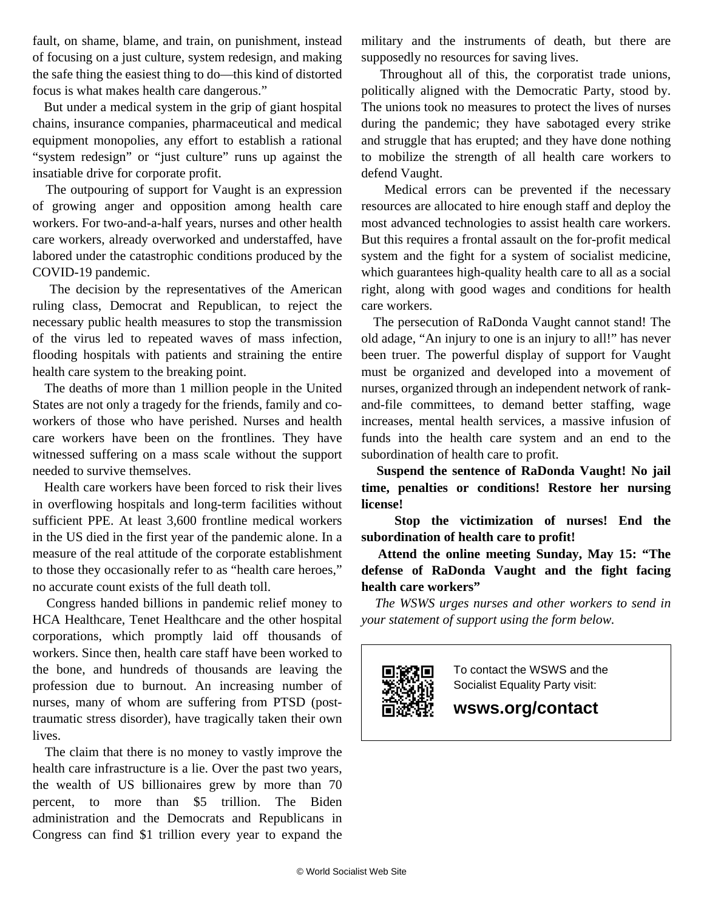fault, on shame, blame, and train, on punishment, instead of focusing on a just culture, system redesign, and making the safe thing the easiest thing to do—this kind of distorted focus is what makes health care dangerous."

But under a medical system in the grip of giant hospital chains, insurance companies, pharmaceutical and medical equipment monopolies, any effort to establish a rational "system redesign" or "just culture" runs up against the insatiable drive for corporate profit.

The outpouring of support for Vaught is an expression of growing anger and opposition among health care workers. For two-and-a-half years, nurses and other health care workers, already overworked and understaffed, have labored under the catastrophic conditions produced by the COVID-19 pandemic.

The decision by the representatives of the American ruling class, Democrat and Republican, to reject the necessary public health measures to stop the transmission of the virus led to repeated waves of mass infection, flooding hospitals with patients and straining the entire health care system to the breaking point.

The deaths of more than 1 million people in the United States are not only a tragedy for the friends, family and co-workers of those who have perished. Nurses and health care workers have been on the frontlines. They have witnessed suffering on a mass scale without the support needed to survive themselves.

Health care workers have been forced to risk their lives in overflowing hospitals and long-term facilities without sufficient PPE. At least 3,600 frontline medical workers in the US died in the first year of the pandemic alone. In a measure of the real attitude of the corporate establishment to those they occasionally refer to as "health care heroes," no accurate count exists of the full death toll.

Congress handed billions in pandemic relief money to HCA Healthcare, Tenet Healthcare and the other hospital corporations, which promptly laid off thousands of workers. Since then, health care staff have been worked to the bone, and hundreds of thousands are leaving the profession due to burnout. An increasing number of nurses, many of whom are suffering from PTSD (post-traumatic stress disorder), have tragically taken their own lives.

The claim that there is no money to vastly improve the health care infrastructure is a lie. Over the past two years, the wealth of US billionaires grew by more than 70 percent, to more than $5 trillion. The Biden administration and the Democrats and Republicans in Congress can find $1 trillion every year to expand the military and the instruments of death, but there are supposedly no resources for saving lives.

Throughout all of this, the corporatist trade unions, politically aligned with the Democratic Party, stood by. The unions took no measures to protect the lives of nurses during the pandemic; they have sabotaged every strike and struggle that has erupted; and they have done nothing to mobilize the strength of all health care workers to defend Vaught.

Medical errors can be prevented if the necessary resources are allocated to hire enough staff and deploy the most advanced technologies to assist health care workers. But this requires a frontal assault on the for-profit medical system and the fight for a system of socialist medicine, which guarantees high-quality health care to all as a social right, along with good wages and conditions for health care workers.

The persecution of RaDonda Vaught cannot stand! The old adage, "An injury to one is an injury to all!" has never been truer. The powerful display of support for Vaught must be organized and developed into a movement of nurses, organized through an independent network of rank-and-file committees, to demand better staffing, wage increases, mental health services, a massive infusion of funds into the health care system and an end to the subordination of health care to profit.

**Suspend the sentence of RaDonda Vaught! No jail time, penalties or conditions! Restore her nursing license!**

**Stop the victimization of nurses! End the subordination of health care to profit!**

**Attend the online meeting Sunday, May 15: "The defense of RaDonda Vaught and the fight facing health care workers"**

*The WSWS urges nurses and other workers to send in your statement of support using the form below.*

To contact the WSWS and the Socialist Equality Party visit:

**wsws.org/contact**